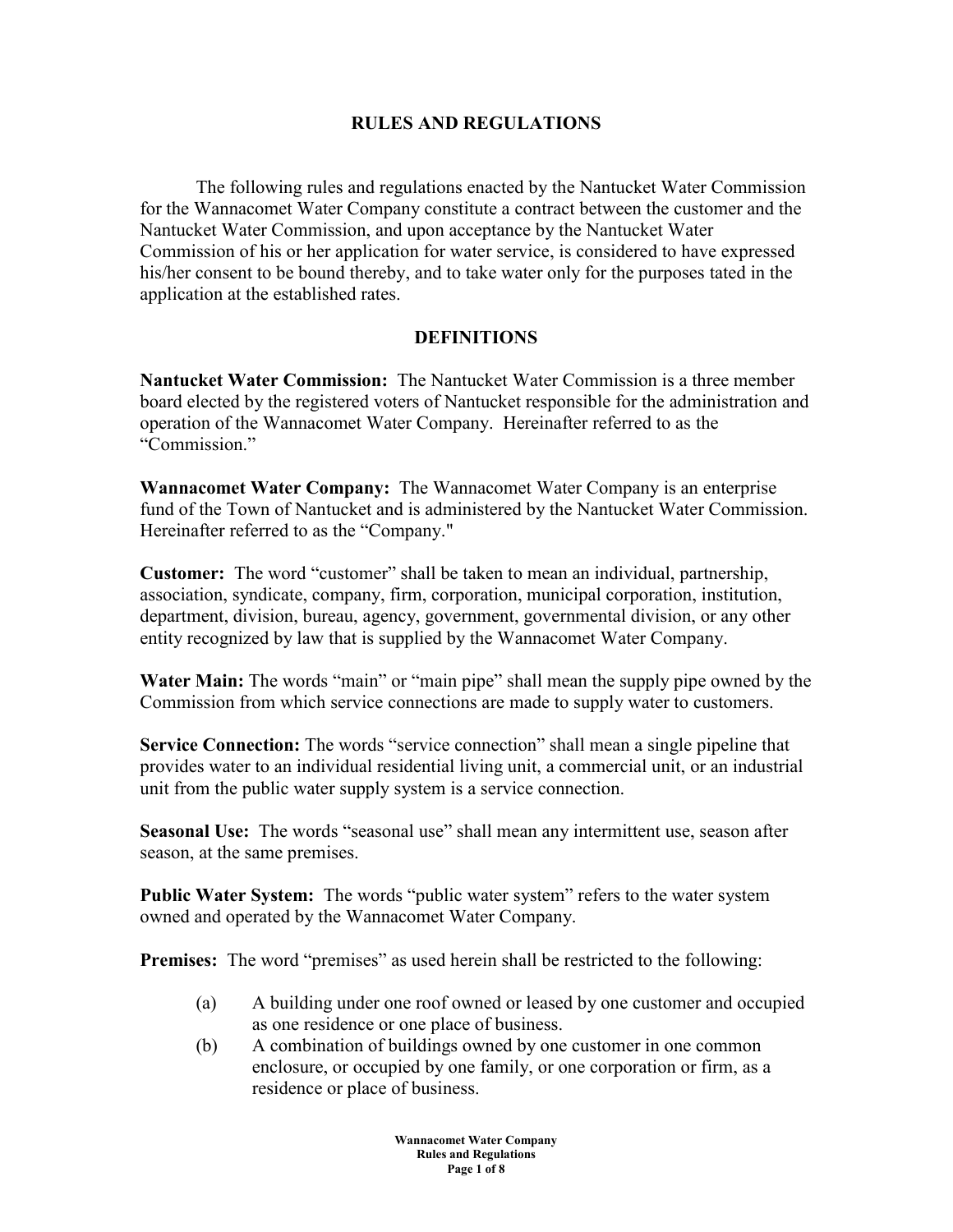# RULES AND REGULATIONS

The following rules and regulations enacted by the Nantucket Water Commission for the Wannacomet Water Company constitute a contract between the customer and the Nantucket Water Commission, and upon acceptance by the Nantucket Water Commission of his or her application for water service, is considered to have expressed his/her consent to be bound thereby, and to take water only for the purposes tated in the application at the established rates.

## DEFINITIONS

**Nantucket Water Commission:** The Nantucket Water Commission is a three member board elected by the registered voters of Nantucket responsible for the administration and operation of the Wannacomet Water Company. Hereinafter referred to as the "Commission."

**Wannacomet Water Company:** The Wannacomet Water Company is an enterprise fund of the Town of Nantucket and is administered by the Nantucket Water Commission. Hereinafter referred to as the "Company."

**Customer:** The word "customer" shall be taken to mean an individual, partnership, association, syndicate, company, firm, corporation, municipal corporation, institution, department, division, bureau, agency, government, governmental division, or any other entity recognized by law that is supplied by the Wannacomet Water Company.

**Water Main:** The words "main" or "main pipe" shall mean the supply pipe owned by the Commission from which service connections are made to supply water to customers.

**Service Connection:** The words "service connection" shall mean a single pipeline that provides water to an individual residential living unit, a commercial unit, or an industrial unit from the public water supply system is a service connection.

**Seasonal Use:** The words "seasonal use" shall mean any intermittent use, season after season, at the same premises.

**Public Water System:** The words "public water system" refers to the water system owned and operated by the Wannacomet Water Company.

**Premises:** The word "premises" as used herein shall be restricted to the following:

(a) A building under one roof owned or leased by one customer and occupied as one residence or one place of business.

(b) A combination of buildings owned by one customer in one common enclosure, or occupied by one family, or one corporation or firm, as a residence or place of business.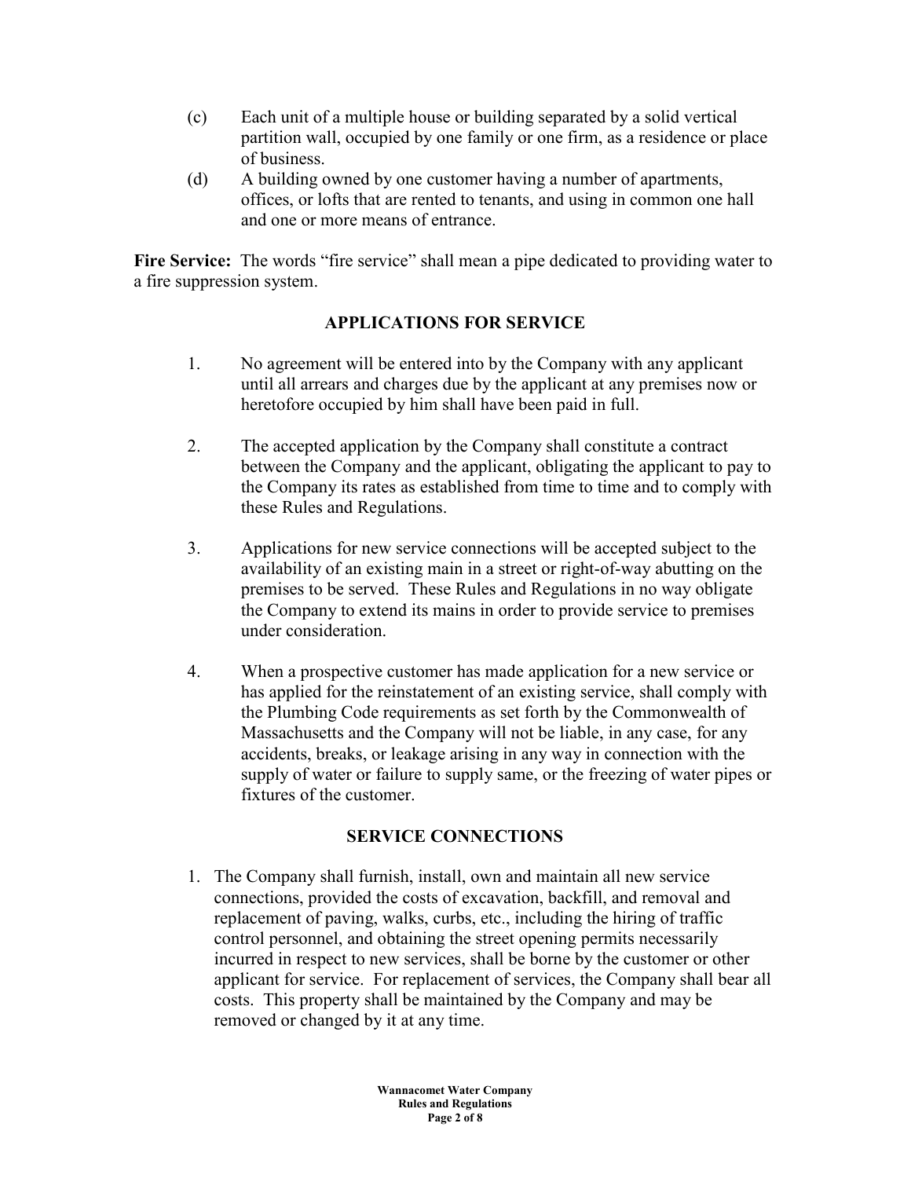(c) Each unit of a multiple house or building separated by a solid vertical partition wall, occupied by one family or one firm, as a residence or place of business.

(d) A building owned by one customer having a number of apartments, offices, or lofts that are rented to tenants, and using in common one hall and one or more means of entrance.

**Fire Service:** The words "fire service" shall mean a pipe dedicated to providing water to a fire suppression system.

## APPLICATIONS FOR SERVICE

1. No agreement will be entered into by the Company with any applicant until all arrears and charges due by the applicant at any premises now or heretofore occupied by him shall have been paid in full.

2. The accepted application by the Company shall constitute a contract between the Company and the applicant, obligating the applicant to pay to the Company its rates as established from time to time and to comply with these Rules and Regulations.

3. Applications for new service connections will be accepted subject to the availability of an existing main in a street or right-of-way abutting on the premises to be served. These Rules and Regulations in no way obligate the Company to extend its mains in order to provide service to premises under consideration.

4. When a prospective customer has made application for a new service or has applied for the reinstatement of an existing service, shall comply with the Plumbing Code requirements as set forth by the Commonwealth of Massachusetts and the Company will not be liable, in any case, for any accidents, breaks, or leakage arising in any way in connection with the supply of water or failure to supply same, or the freezing of water pipes or fixtures of the customer.

## SERVICE CONNECTIONS

1. The Company shall furnish, install, own and maintain all new service connections, provided the costs of excavation, backfill, and removal and replacement of paving, walks, curbs, etc., including the hiring of traffic control personnel, and obtaining the street opening permits necessarily incurred in respect to new services, shall be borne by the customer or other applicant for service. For replacement of services, the Company shall bear all costs. This property shall be maintained by the Company and may be removed or changed by it at any time.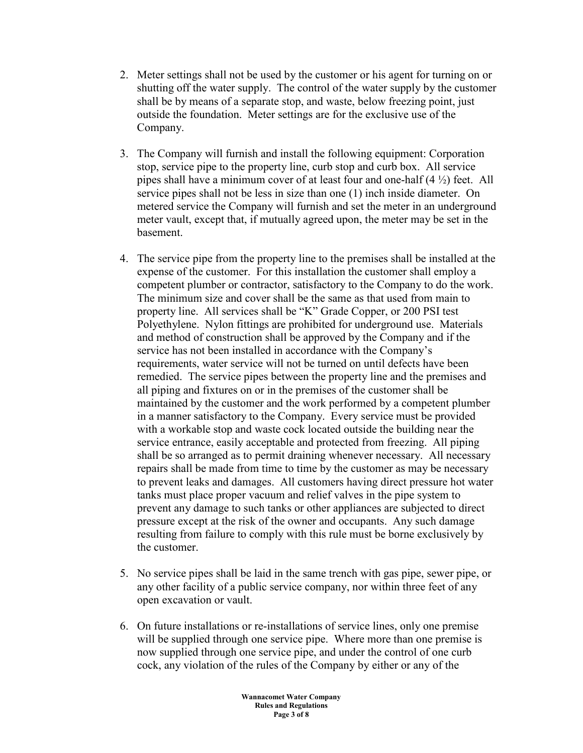2. Meter settings shall not be used by the customer or his agent for turning on or shutting off the water supply. The control of the water supply by the customer shall be by means of a separate stop, and waste, below freezing point, just outside the foundation. Meter settings are for the exclusive use of the Company.

3. The Company will furnish and install the following equipment: Corporation stop, service pipe to the property line, curb stop and curb box. All service pipes shall have a minimum cover of at least four and one-half (4 ½) feet. All service pipes shall not be less in size than one (1) inch inside diameter. On metered service the Company will furnish and set the meter in an underground meter vault, except that, if mutually agreed upon, the meter may be set in the basement.

4. The service pipe from the property line to the premises shall be installed at the expense of the customer. For this installation the customer shall employ a competent plumber or contractor, satisfactory to the Company to do the work. The minimum size and cover shall be the same as that used from main to property line. All services shall be "K" Grade Copper, or 200 PSI test Polyethylene. Nylon fittings are prohibited for underground use. Materials and method of construction shall be approved by the Company and if the service has not been installed in accordance with the Company's requirements, water service will not be turned on until defects have been remedied. The service pipes between the property line and the premises and all piping and fixtures on or in the premises of the customer shall be maintained by the customer and the work performed by a competent plumber in a manner satisfactory to the Company. Every service must be provided with a workable stop and waste cock located outside the building near the service entrance, easily acceptable and protected from freezing. All piping shall be so arranged as to permit draining whenever necessary. All necessary repairs shall be made from time to time by the customer as may be necessary to prevent leaks and damages. All customers having direct pressure hot water tanks must place proper vacuum and relief valves in the pipe system to prevent any damage to such tanks or other appliances are subjected to direct pressure except at the risk of the owner and occupants. Any such damage resulting from failure to comply with this rule must be borne exclusively by the customer.

5. No service pipes shall be laid in the same trench with gas pipe, sewer pipe, or any other facility of a public service company, nor within three feet of any open excavation or vault.

6. On future installations or re-installations of service lines, only one premise will be supplied through one service pipe. Where more than one premise is now supplied through one service pipe, and under the control of one curb cock, any violation of the rules of the Company by either or any of the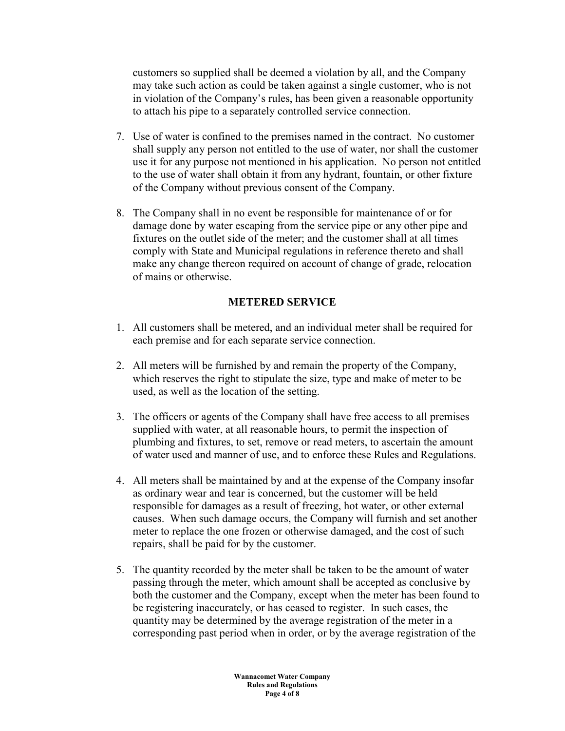customers so supplied shall be deemed a violation by all, and the Company may take such action as could be taken against a single customer, who is not in violation of the Company's rules, has been given a reasonable opportunity to attach his pipe to a separately controlled service connection.

7. Use of water is confined to the premises named in the contract. No customer shall supply any person not entitled to the use of water, nor shall the customer use it for any purpose not mentioned in his application. No person not entitled to the use of water shall obtain it from any hydrant, fountain, or other fixture of the Company without previous consent of the Company.

8. The Company shall in no event be responsible for maintenance of or for damage done by water escaping from the service pipe or any other pipe and fixtures on the outlet side of the meter; and the customer shall at all times comply with State and Municipal regulations in reference thereto and shall make any change thereon required on account of change of grade, relocation of mains or otherwise.

## METERED SERVICE

1. All customers shall be metered, and an individual meter shall be required for each premise and for each separate service connection.

2. All meters will be furnished by and remain the property of the Company, which reserves the right to stipulate the size, type and make of meter to be used, as well as the location of the setting.

3. The officers or agents of the Company shall have free access to all premises supplied with water, at all reasonable hours, to permit the inspection of plumbing and fixtures, to set, remove or read meters, to ascertain the amount of water used and manner of use, and to enforce these Rules and Regulations.

4. All meters shall be maintained by and at the expense of the Company insofar as ordinary wear and tear is concerned, but the customer will be held responsible for damages as a result of freezing, hot water, or other external causes. When such damage occurs, the Company will furnish and set another meter to replace the one frozen or otherwise damaged, and the cost of such repairs, shall be paid for by the customer.

5. The quantity recorded by the meter shall be taken to be the amount of water passing through the meter, which amount shall be accepted as conclusive by both the customer and the Company, except when the meter has been found to be registering inaccurately, or has ceased to register. In such cases, the quantity may be determined by the average registration of the meter in a corresponding past period when in order, or by the average registration of the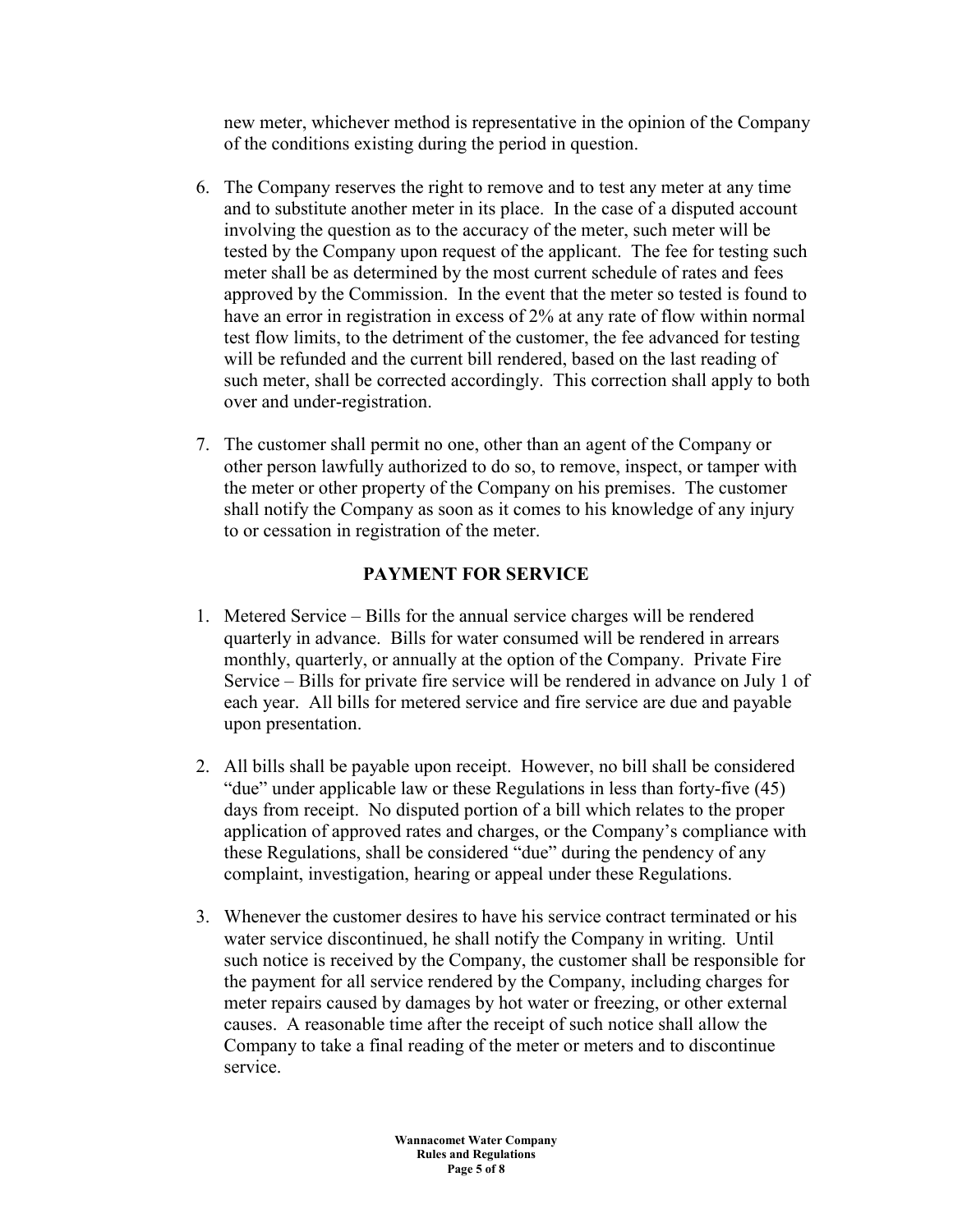new meter, whichever method is representative in the opinion of the Company of the conditions existing during the period in question.

6. The Company reserves the right to remove and to test any meter at any time and to substitute another meter in its place. In the case of a disputed account involving the question as to the accuracy of the meter, such meter will be tested by the Company upon request of the applicant. The fee for testing such meter shall be as determined by the most current schedule of rates and fees approved by the Commission. In the event that the meter so tested is found to have an error in registration in excess of 2% at any rate of flow within normal test flow limits, to the detriment of the customer, the fee advanced for testing will be refunded and the current bill rendered, based on the last reading of such meter, shall be corrected accordingly. This correction shall apply to both over and under-registration.

7. The customer shall permit no one, other than an agent of the Company or other person lawfully authorized to do so, to remove, inspect, or tamper with the meter or other property of the Company on his premises. The customer shall notify the Company as soon as it comes to his knowledge of any injury to or cessation in registration of the meter.

## PAYMENT FOR SERVICE

1. Metered Service – Bills for the annual service charges will be rendered quarterly in advance. Bills for water consumed will be rendered in arrears monthly, quarterly, or annually at the option of the Company. Private Fire Service – Bills for private fire service will be rendered in advance on July 1 of each year. All bills for metered service and fire service are due and payable upon presentation.

2. All bills shall be payable upon receipt. However, no bill shall be considered "due" under applicable law or these Regulations in less than forty-five (45) days from receipt. No disputed portion of a bill which relates to the proper application of approved rates and charges, or the Company's compliance with these Regulations, shall be considered "due" during the pendency of any complaint, investigation, hearing or appeal under these Regulations.

3. Whenever the customer desires to have his service contract terminated or his water service discontinued, he shall notify the Company in writing. Until such notice is received by the Company, the customer shall be responsible for the payment for all service rendered by the Company, including charges for meter repairs caused by damages by hot water or freezing, or other external causes. A reasonable time after the receipt of such notice shall allow the Company to take a final reading of the meter or meters and to discontinue service.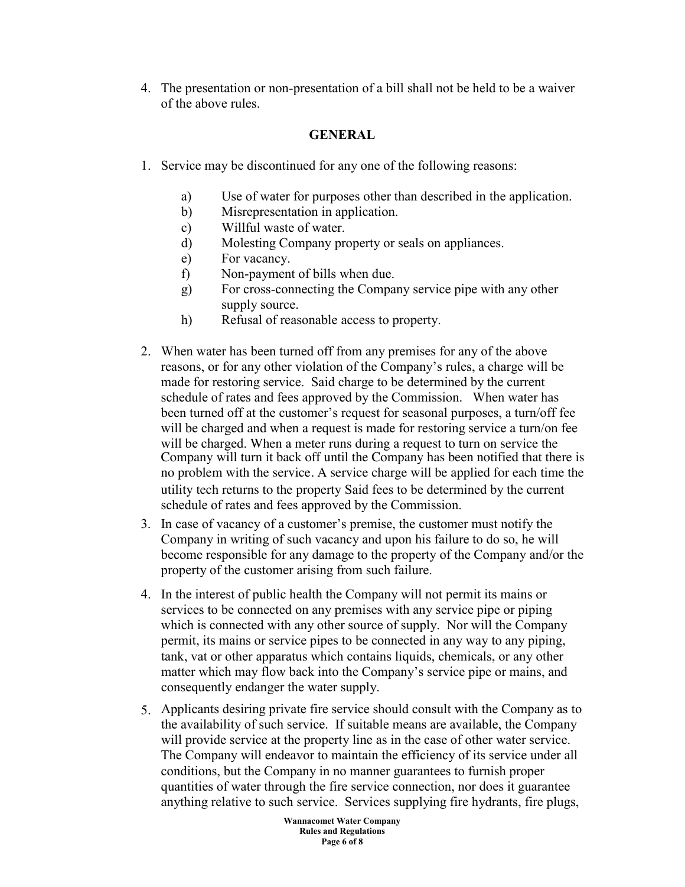4. The presentation or non-presentation of a bill shall not be held to be a waiver of the above rules.

## GENERAL

1. Service may be discontinued for any one of the following reasons:

    a) Use of water for purposes other than described in the application.
    b) Misrepresentation in application.
    c) Willful waste of water.
    d) Molesting Company property or seals on appliances.
    e) For vacancy.
    f) Non-payment of bills when due.
    g) For cross-connecting the Company service pipe with any other supply source.
    h) Refusal of reasonable access to property.

2. When water has been turned off from any premises for any of the above reasons, or for any other violation of the Company's rules, a charge will be made for restoring service. Said charge to be determined by the current schedule of rates and fees approved by the Commission. When water has been turned off at the customer's request for seasonal purposes, a turn/off fee will be charged and when a request is made for restoring service a turn/on fee will be charged. When a meter runs during a request to turn on service the Company will turn it back off until the Company has been notified that there is no problem with the service. A service charge will be applied for each time the utility tech returns to the property Said fees to be determined by the current schedule of rates and fees approved by the Commission.

3. In case of vacancy of a customer's premise, the customer must notify the Company in writing of such vacancy and upon his failure to do so, he will become responsible for any damage to the property of the Company and/or the property of the customer arising from such failure.

4. In the interest of public health the Company will not permit its mains or services to be connected on any premises with any service pipe or piping which is connected with any other source of supply. Nor will the Company permit, its mains or service pipes to be connected in any way to any piping, tank, vat or other apparatus which contains liquids, chemicals, or any other matter which may flow back into the Company's service pipe or mains, and consequently endanger the water supply.

5. Applicants desiring private fire service should consult with the Company as to the availability of such service. If suitable means are available, the Company will provide service at the property line as in the case of other water service. The Company will endeavor to maintain the efficiency of its service under all conditions, but the Company in no manner guarantees to furnish proper quantities of water through the fire service connection, nor does it guarantee anything relative to such service. Services supplying fire hydrants, fire plugs,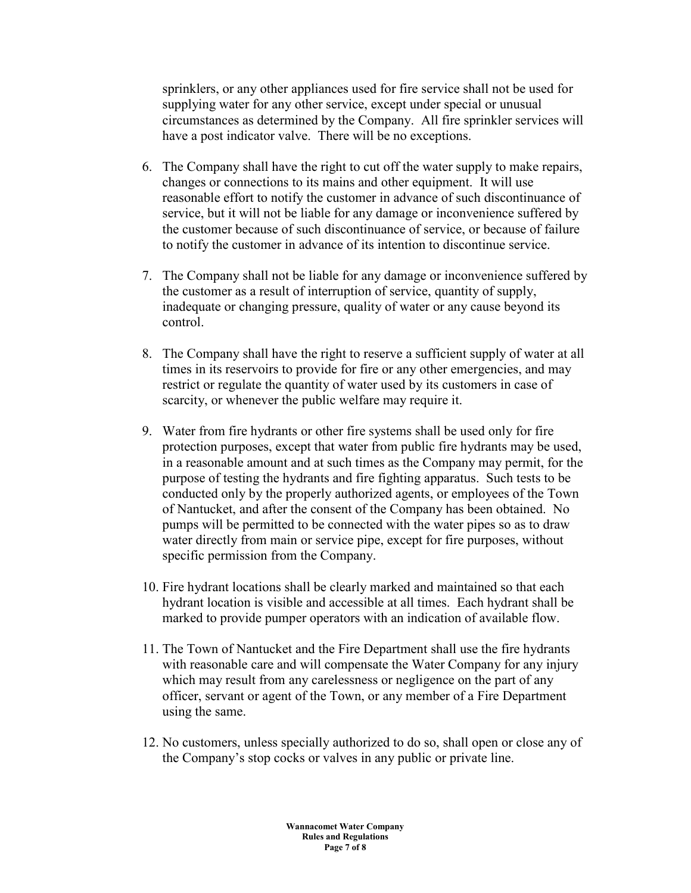sprinklers, or any other appliances used for fire service shall not be used for supplying water for any other service, except under special or unusual circumstances as determined by the Company. All fire sprinkler services will have a post indicator valve. There will be no exceptions.

6. The Company shall have the right to cut off the water supply to make repairs, changes or connections to its mains and other equipment. It will use reasonable effort to notify the customer in advance of such discontinuance of service, but it will not be liable for any damage or inconvenience suffered by the customer because of such discontinuance of service, or because of failure to notify the customer in advance of its intention to discontinue service.

7. The Company shall not be liable for any damage or inconvenience suffered by the customer as a result of interruption of service, quantity of supply, inadequate or changing pressure, quality of water or any cause beyond its control.

8. The Company shall have the right to reserve a sufficient supply of water at all times in its reservoirs to provide for fire or any other emergencies, and may restrict or regulate the quantity of water used by its customers in case of scarcity, or whenever the public welfare may require it.

9. Water from fire hydrants or other fire systems shall be used only for fire protection purposes, except that water from public fire hydrants may be used, in a reasonable amount and at such times as the Company may permit, for the purpose of testing the hydrants and fire fighting apparatus. Such tests to be conducted only by the properly authorized agents, or employees of the Town of Nantucket, and after the consent of the Company has been obtained. No pumps will be permitted to be connected with the water pipes so as to draw water directly from main or service pipe, except for fire purposes, without specific permission from the Company.

10. Fire hydrant locations shall be clearly marked and maintained so that each hydrant location is visible and accessible at all times. Each hydrant shall be marked to provide pumper operators with an indication of available flow.

11. The Town of Nantucket and the Fire Department shall use the fire hydrants with reasonable care and will compensate the Water Company for any injury which may result from any carelessness or negligence on the part of any officer, servant or agent of the Town, or any member of a Fire Department using the same.

12. No customers, unless specially authorized to do so, shall open or close any of the Company's stop cocks or valves in any public or private line.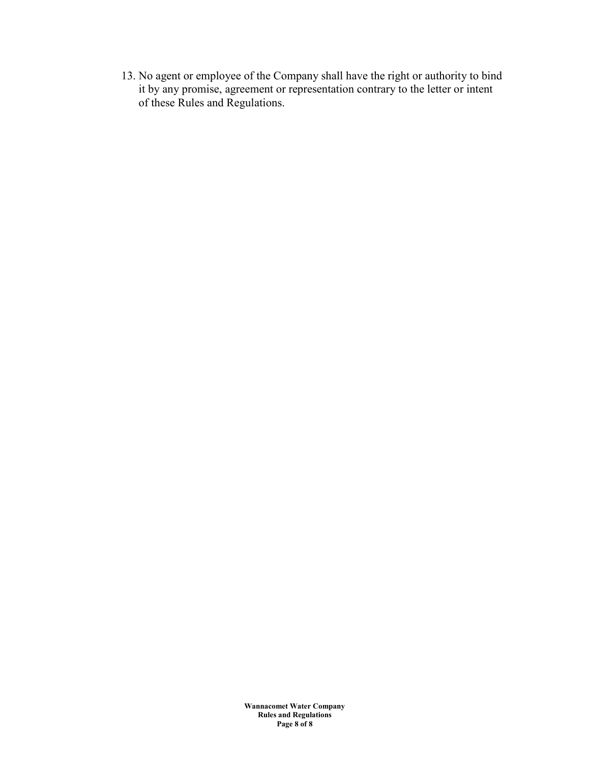13. No agent or employee of the Company shall have the right or authority to bind it by any promise, agreement or representation contrary to the letter or intent of these Rules and Regulations.